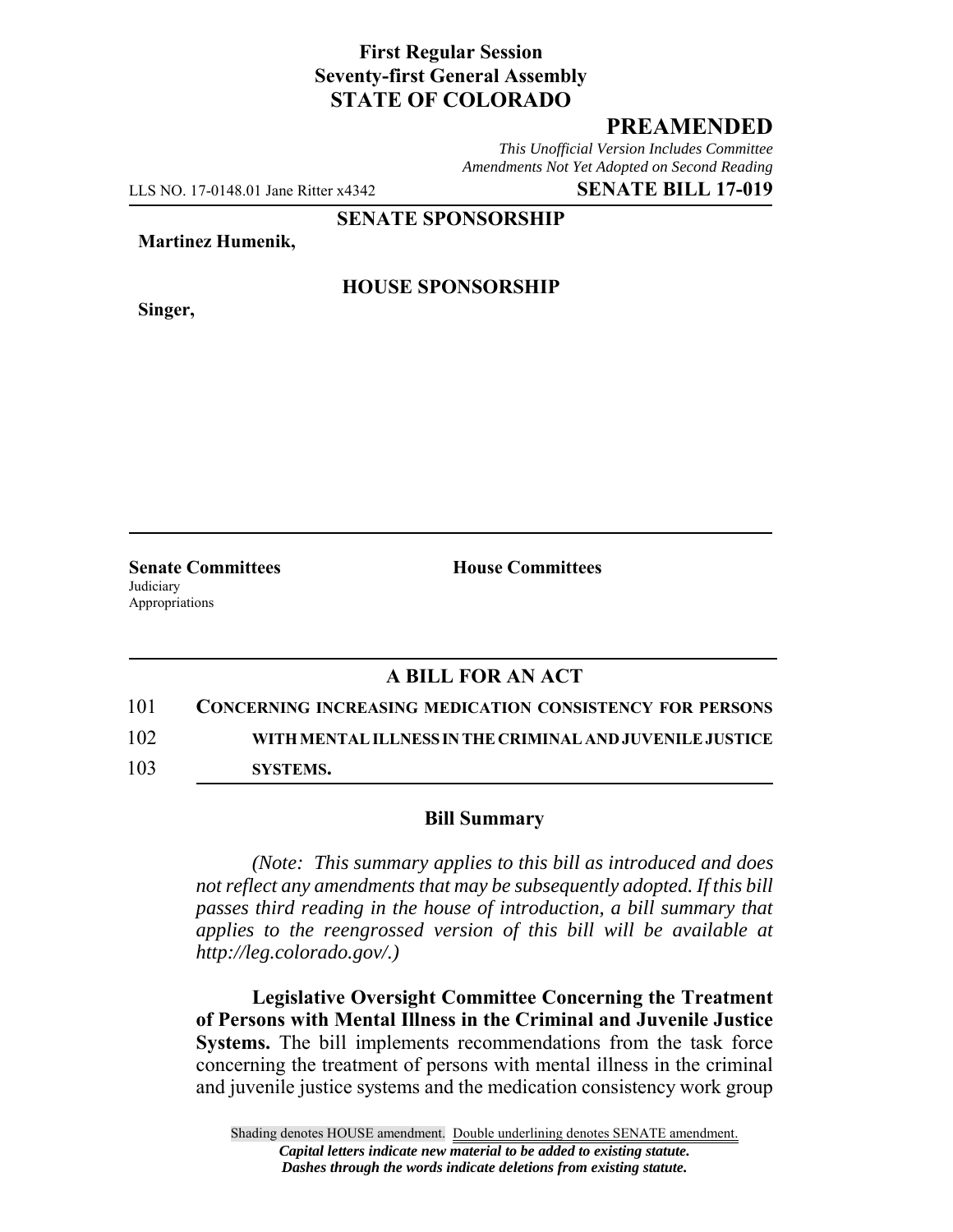**First Regular Session**
**Seventy-first General Assembly**
**STATE OF COLORADO**

# PREAMENDED

*This Unofficial Version Includes Committee Amendments Not Yet Adopted on Second Reading*

LLS NO. 17-0148.01 Jane Ritter x4342 **SENATE BILL 17-019**

**SENATE SPONSORSHIP**

**Martinez Humenik,**

**HOUSE SPONSORSHIP**

**Singer,**

**Senate Committees**
Judiciary
Appropriations

**House Committees**

## A BILL FOR AN ACT

101 **CONCERNING INCREASING MEDICATION CONSISTENCY FOR PERSONS**
102 **WITH MENTAL ILLNESS IN THE CRIMINAL AND JUVENILE JUSTICE**
103 **SYSTEMS.**

### Bill Summary

*(Note: This summary applies to this bill as introduced and does not reflect any amendments that may be subsequently adopted. If this bill passes third reading in the house of introduction, a bill summary that applies to the reengrossed version of this bill will be available at http://leg.colorado.gov/.)*

**Legislative Oversight Committee Concerning the Treatment of Persons with Mental Illness in the Criminal and Juvenile Justice Systems.** The bill implements recommendations from the task force concerning the treatment of persons with mental illness in the criminal and juvenile justice systems and the medication consistency work group

Shading denotes HOUSE amendment. Double underlining denotes SENATE amendment.
*Capital letters indicate new material to be added to existing statute.*
*Dashes through the words indicate deletions from existing statute.*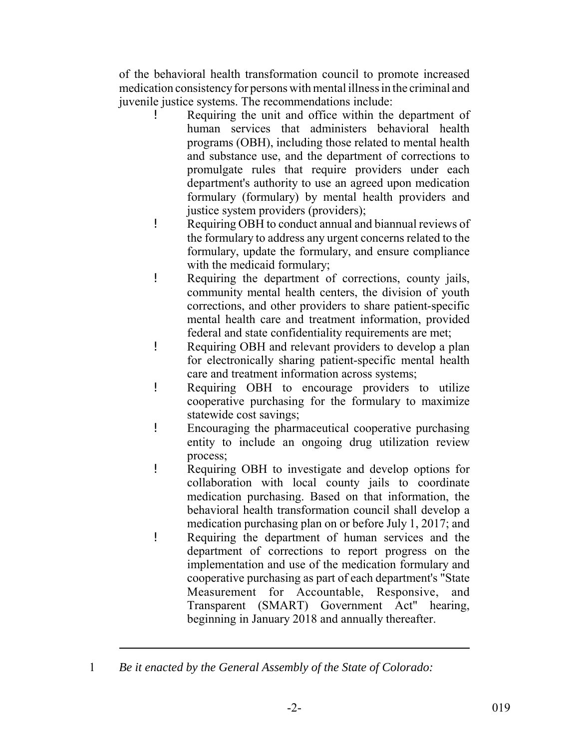of the behavioral health transformation council to promote increased medication consistency for persons with mental illness in the criminal and juvenile justice systems. The recommendations include:

- Requiring the unit and office within the department of human services that administers behavioral health programs (OBH), including those related to mental health and substance use, and the department of corrections to promulgate rules that require providers under each department's authority to use an agreed upon medication formulary (formulary) by mental health providers and justice system providers (providers);
- Requiring OBH to conduct annual and biannual reviews of the formulary to address any urgent concerns related to the formulary, update the formulary, and ensure compliance with the medicaid formulary;
- Requiring the department of corrections, county jails, community mental health centers, the division of youth corrections, and other providers to share patient-specific mental health care and treatment information, provided federal and state confidentiality requirements are met;
- Requiring OBH and relevant providers to develop a plan for electronically sharing patient-specific mental health care and treatment information across systems;
- Requiring OBH to encourage providers to utilize cooperative purchasing for the formulary to maximize statewide cost savings;
- Encouraging the pharmaceutical cooperative purchasing entity to include an ongoing drug utilization review process;
- Requiring OBH to investigate and develop options for collaboration with local county jails to coordinate medication purchasing. Based on that information, the behavioral health transformation council shall develop a medication purchasing plan on or before July 1, 2017; and
- Requiring the department of human services and the department of corrections to report progress on the implementation and use of the medication formulary and cooperative purchasing as part of each department's "State Measurement for Accountable, Responsive, and Transparent (SMART) Government Act" hearing, beginning in January 2018 and annually thereafter.

---

1 *Be it enacted by the General Assembly of the State of Colorado:*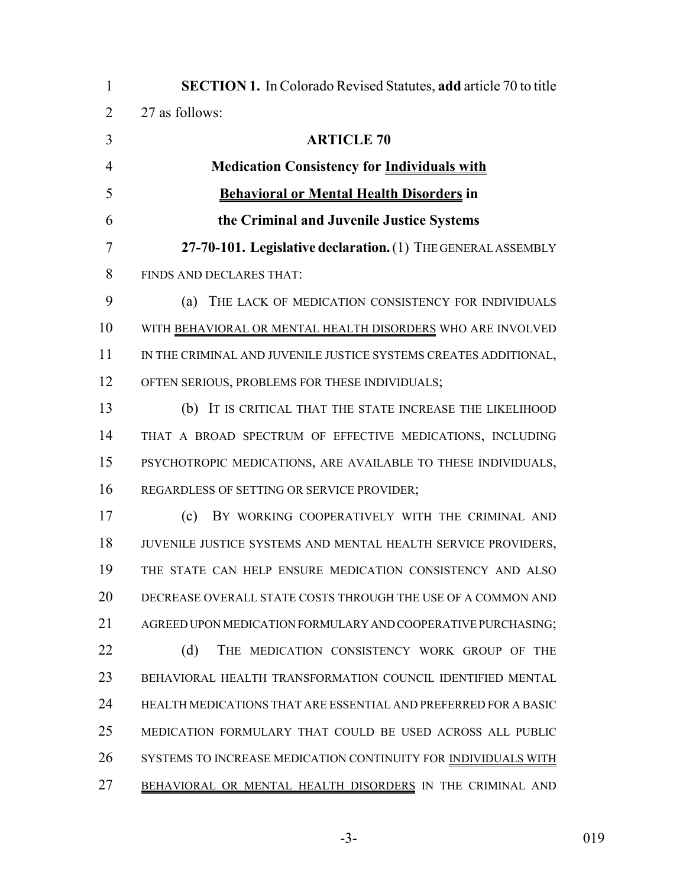**SECTION 1.** In Colorado Revised Statutes, **add** article 70 to title 27 as follows:

**ARTICLE 70**

**Medication Consistency for Individuals with Behavioral or Mental Health Disorders in the Criminal and Juvenile Justice Systems**

**27-70-101. Legislative declaration.** (1) THE GENERAL ASSEMBLY FINDS AND DECLARES THAT:

(a) THE LACK OF MEDICATION CONSISTENCY FOR INDIVIDUALS WITH BEHAVIORAL OR MENTAL HEALTH DISORDERS WHO ARE INVOLVED IN THE CRIMINAL AND JUVENILE JUSTICE SYSTEMS CREATES ADDITIONAL, OFTEN SERIOUS, PROBLEMS FOR THESE INDIVIDUALS;

(b) IT IS CRITICAL THAT THE STATE INCREASE THE LIKELIHOOD THAT A BROAD SPECTRUM OF EFFECTIVE MEDICATIONS, INCLUDING PSYCHOTROPIC MEDICATIONS, ARE AVAILABLE TO THESE INDIVIDUALS, REGARDLESS OF SETTING OR SERVICE PROVIDER;

(c) BY WORKING COOPERATIVELY WITH THE CRIMINAL AND JUVENILE JUSTICE SYSTEMS AND MENTAL HEALTH SERVICE PROVIDERS, THE STATE CAN HELP ENSURE MEDICATION CONSISTENCY AND ALSO DECREASE OVERALL STATE COSTS THROUGH THE USE OF A COMMON AND AGREED UPON MEDICATION FORMULARY AND COOPERATIVE PURCHASING;

(d) THE MEDICATION CONSISTENCY WORK GROUP OF THE BEHAVIORAL HEALTH TRANSFORMATION COUNCIL IDENTIFIED MENTAL HEALTH MEDICATIONS THAT ARE ESSENTIAL AND PREFERRED FOR A BASIC MEDICATION FORMULARY THAT COULD BE USED ACROSS ALL PUBLIC SYSTEMS TO INCREASE MEDICATION CONTINUITY FOR INDIVIDUALS WITH BEHAVIORAL OR MENTAL HEALTH DISORDERS IN THE CRIMINAL AND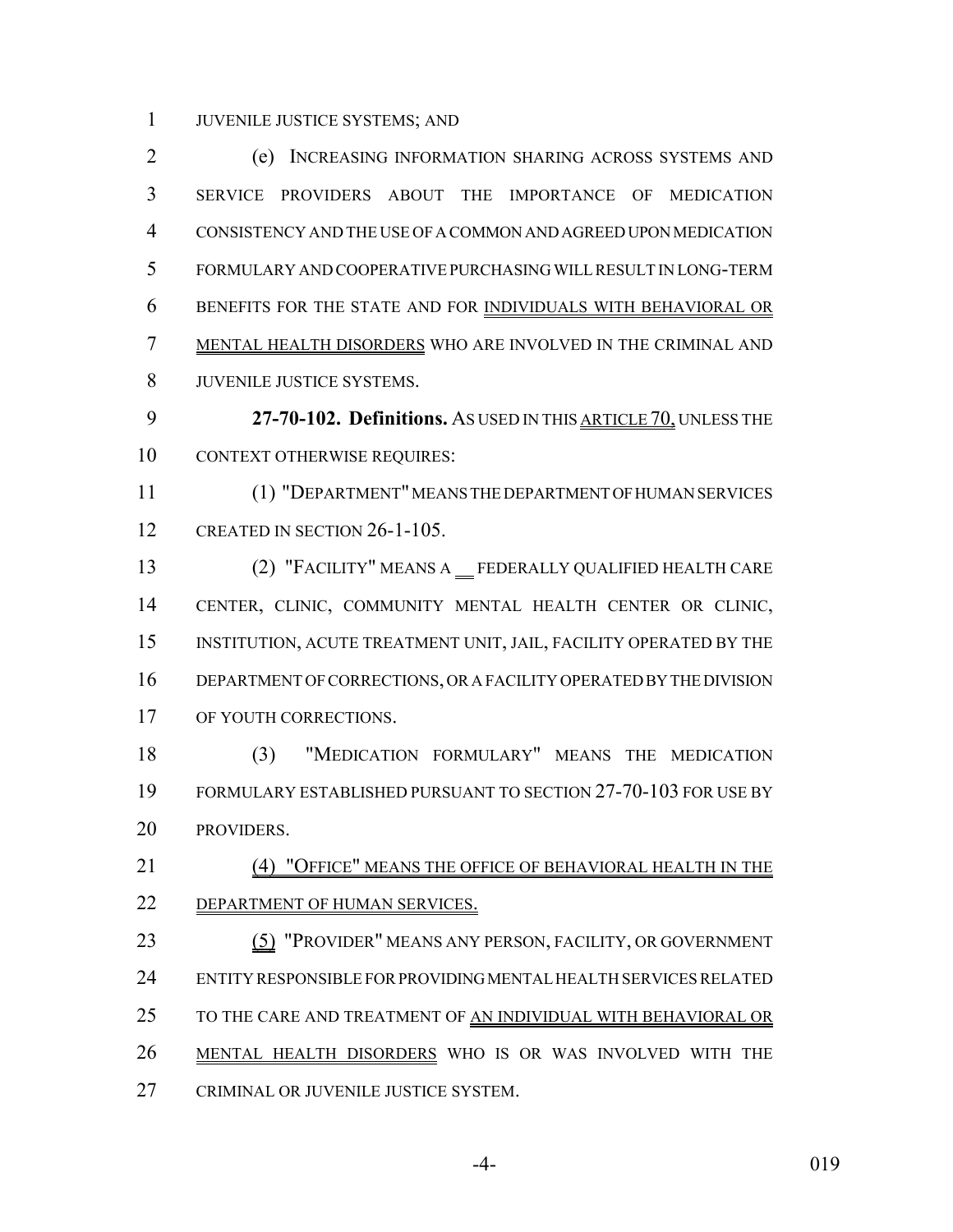JUVENILE JUSTICE SYSTEMS; AND

(e) INCREASING INFORMATION SHARING ACROSS SYSTEMS AND SERVICE PROVIDERS ABOUT THE IMPORTANCE OF MEDICATION CONSISTENCY AND THE USE OF A COMMON AND AGREED UPON MEDICATION FORMULARY AND COOPERATIVE PURCHASING WILL RESULT IN LONG-TERM BENEFITS FOR THE STATE AND FOR INDIVIDUALS WITH BEHAVIORAL OR MENTAL HEALTH DISORDERS WHO ARE INVOLVED IN THE CRIMINAL AND JUVENILE JUSTICE SYSTEMS.

**27-70-102. Definitions.** AS USED IN THIS ARTICLE 70, UNLESS THE CONTEXT OTHERWISE REQUIRES:

(1) "DEPARTMENT" MEANS THE DEPARTMENT OF HUMAN SERVICES CREATED IN SECTION 26-1-105.

(2) "FACILITY" MEANS A FEDERALLY QUALIFIED HEALTH CARE CENTER, CLINIC, COMMUNITY MENTAL HEALTH CENTER OR CLINIC, INSTITUTION, ACUTE TREATMENT UNIT, JAIL, FACILITY OPERATED BY THE DEPARTMENT OF CORRECTIONS, OR A FACILITY OPERATED BY THE DIVISION OF YOUTH CORRECTIONS.

(3) "MEDICATION FORMULARY" MEANS THE MEDICATION FORMULARY ESTABLISHED PURSUANT TO SECTION 27-70-103 FOR USE BY PROVIDERS.

(4) "OFFICE" MEANS THE OFFICE OF BEHAVIORAL HEALTH IN THE DEPARTMENT OF HUMAN SERVICES.

(5) "PROVIDER" MEANS ANY PERSON, FACILITY, OR GOVERNMENT ENTITY RESPONSIBLE FOR PROVIDING MENTAL HEALTH SERVICES RELATED TO THE CARE AND TREATMENT OF AN INDIVIDUAL WITH BEHAVIORAL OR MENTAL HEALTH DISORDERS WHO IS OR WAS INVOLVED WITH THE CRIMINAL OR JUVENILE JUSTICE SYSTEM.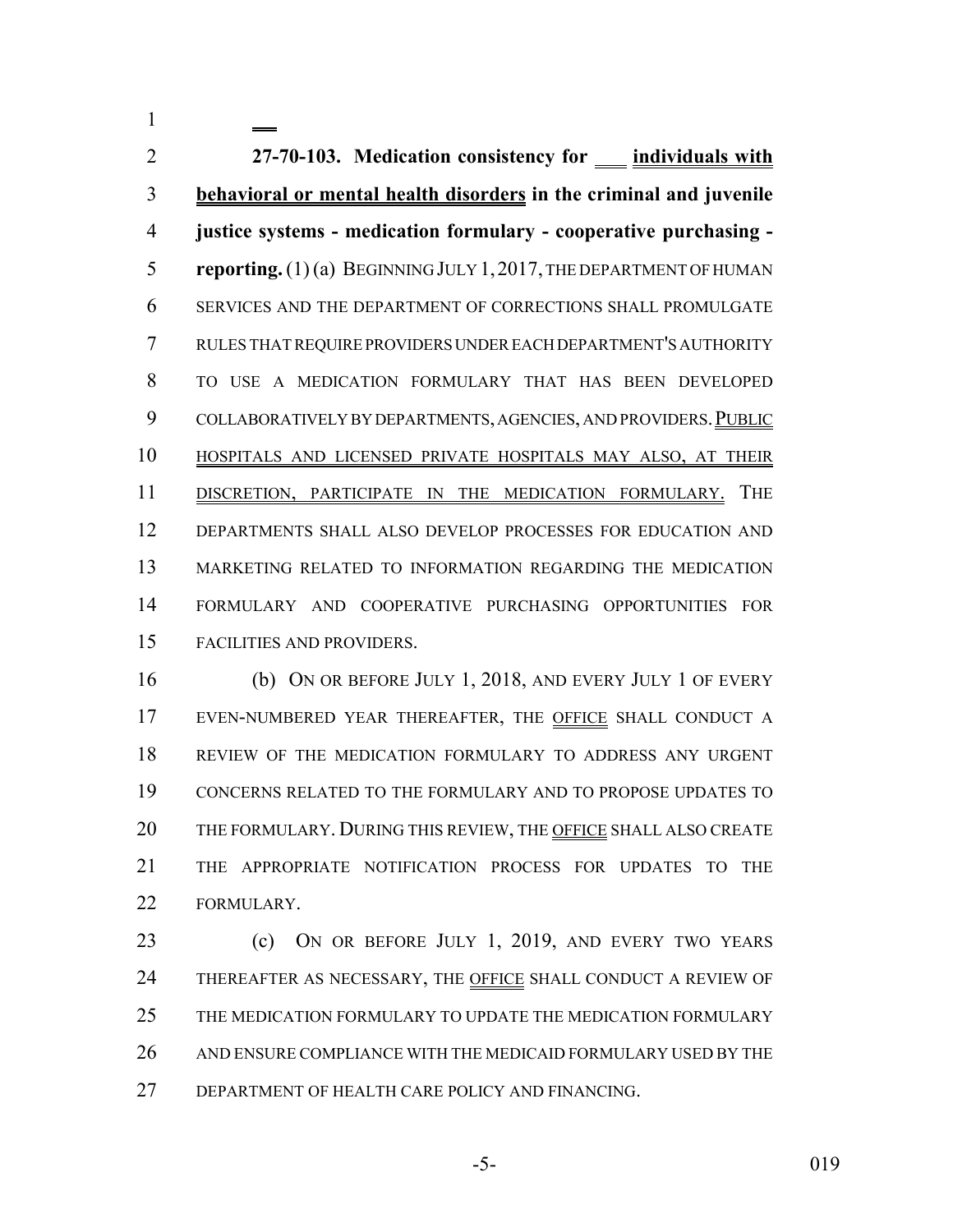**27-70-103. Medication consistency for individuals with behavioral or mental health disorders in the criminal and juvenile justice systems - medication formulary - cooperative purchasing - reporting.** (1) (a) BEGINNING JULY 1, 2017, THE DEPARTMENT OF HUMAN SERVICES AND THE DEPARTMENT OF CORRECTIONS SHALL PROMULGATE RULES THAT REQUIRE PROVIDERS UNDER EACH DEPARTMENT'S AUTHORITY TO USE A MEDICATION FORMULARY THAT HAS BEEN DEVELOPED COLLABORATIVELY BY DEPARTMENTS, AGENCIES, AND PROVIDERS. PUBLIC HOSPITALS AND LICENSED PRIVATE HOSPITALS MAY ALSO, AT THEIR DISCRETION, PARTICIPATE IN THE MEDICATION FORMULARY. THE DEPARTMENTS SHALL ALSO DEVELOP PROCESSES FOR EDUCATION AND MARKETING RELATED TO INFORMATION REGARDING THE MEDICATION FORMULARY AND COOPERATIVE PURCHASING OPPORTUNITIES FOR FACILITIES AND PROVIDERS.

(b) ON OR BEFORE JULY 1, 2018, AND EVERY JULY 1 OF EVERY EVEN-NUMBERED YEAR THEREAFTER, THE OFFICE SHALL CONDUCT A REVIEW OF THE MEDICATION FORMULARY TO ADDRESS ANY URGENT CONCERNS RELATED TO THE FORMULARY AND TO PROPOSE UPDATES TO THE FORMULARY. DURING THIS REVIEW, THE OFFICE SHALL ALSO CREATE THE APPROPRIATE NOTIFICATION PROCESS FOR UPDATES TO THE FORMULARY.

(c) ON OR BEFORE JULY 1, 2019, AND EVERY TWO YEARS THEREAFTER AS NECESSARY, THE OFFICE SHALL CONDUCT A REVIEW OF THE MEDICATION FORMULARY TO UPDATE THE MEDICATION FORMULARY AND ENSURE COMPLIANCE WITH THE MEDICAID FORMULARY USED BY THE DEPARTMENT OF HEALTH CARE POLICY AND FINANCING.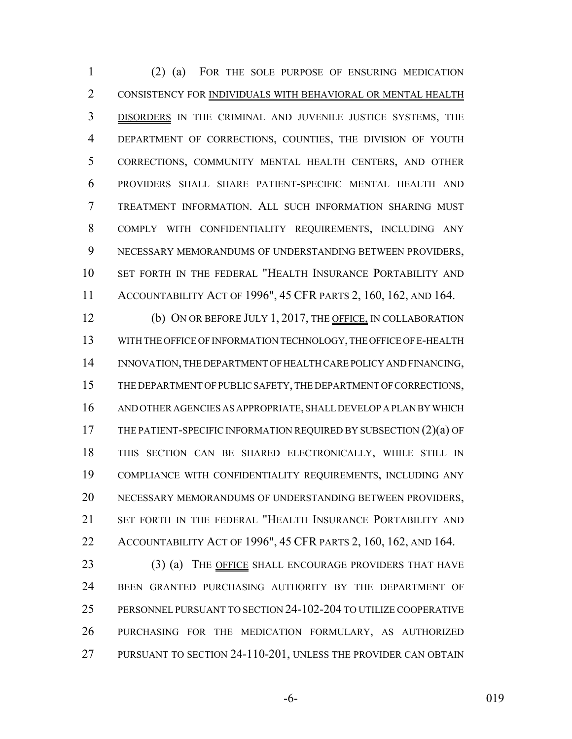(2) (a) FOR THE SOLE PURPOSE OF ENSURING MEDICATION CONSISTENCY FOR INDIVIDUALS WITH BEHAVIORAL OR MENTAL HEALTH DISORDERS IN THE CRIMINAL AND JUVENILE JUSTICE SYSTEMS, THE DEPARTMENT OF CORRECTIONS, COUNTIES, THE DIVISION OF YOUTH CORRECTIONS, COMMUNITY MENTAL HEALTH CENTERS, AND OTHER PROVIDERS SHALL SHARE PATIENT-SPECIFIC MENTAL HEALTH AND TREATMENT INFORMATION. ALL SUCH INFORMATION SHARING MUST COMPLY WITH CONFIDENTIALITY REQUIREMENTS, INCLUDING ANY NECESSARY MEMORANDUMS OF UNDERSTANDING BETWEEN PROVIDERS, SET FORTH IN THE FEDERAL "HEALTH INSURANCE PORTABILITY AND ACCOUNTABILITY ACT OF 1996", 45 CFR PARTS 2, 160, 162, AND 164.

(b) ON OR BEFORE JULY 1, 2017, THE OFFICE, IN COLLABORATION WITH THE OFFICE OF INFORMATION TECHNOLOGY, THE OFFICE OF E-HEALTH INNOVATION, THE DEPARTMENT OF HEALTH CARE POLICY AND FINANCING, THE DEPARTMENT OF PUBLIC SAFETY, THE DEPARTMENT OF CORRECTIONS, AND OTHER AGENCIES AS APPROPRIATE, SHALL DEVELOP A PLAN BY WHICH THE PATIENT-SPECIFIC INFORMATION REQUIRED BY SUBSECTION (2)(a) OF THIS SECTION CAN BE SHARED ELECTRONICALLY, WHILE STILL IN COMPLIANCE WITH CONFIDENTIALITY REQUIREMENTS, INCLUDING ANY NECESSARY MEMORANDUMS OF UNDERSTANDING BETWEEN PROVIDERS, SET FORTH IN THE FEDERAL "HEALTH INSURANCE PORTABILITY AND ACCOUNTABILITY ACT OF 1996", 45 CFR PARTS 2, 160, 162, AND 164.

(3) (a) THE OFFICE SHALL ENCOURAGE PROVIDERS THAT HAVE BEEN GRANTED PURCHASING AUTHORITY BY THE DEPARTMENT OF PERSONNEL PURSUANT TO SECTION 24-102-204 TO UTILIZE COOPERATIVE PURCHASING FOR THE MEDICATION FORMULARY, AS AUTHORIZED PURSUANT TO SECTION 24-110-201, UNLESS THE PROVIDER CAN OBTAIN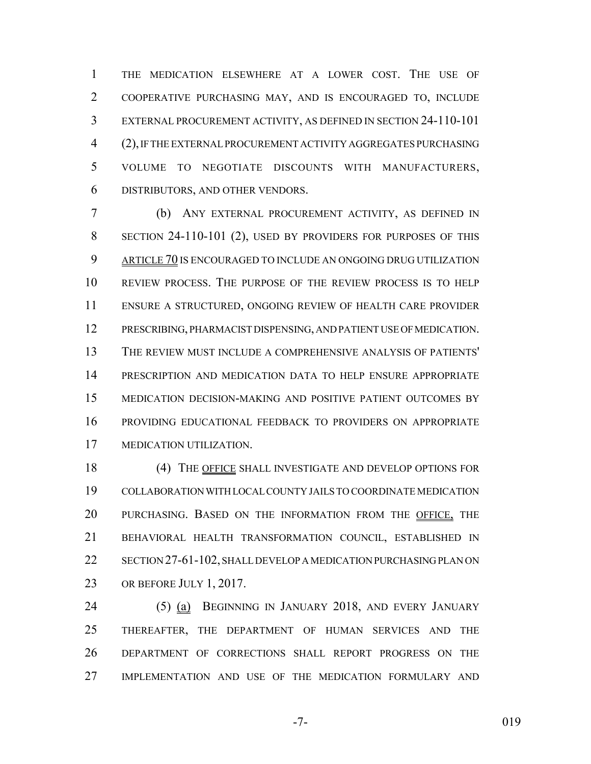THE MEDICATION ELSEWHERE AT A LOWER COST. THE USE OF COOPERATIVE PURCHASING MAY, AND IS ENCOURAGED TO, INCLUDE EXTERNAL PROCUREMENT ACTIVITY, AS DEFINED IN SECTION 24-110-101 (2), IF THE EXTERNAL PROCUREMENT ACTIVITY AGGREGATES PURCHASING VOLUME TO NEGOTIATE DISCOUNTS WITH MANUFACTURERS, DISTRIBUTORS, AND OTHER VENDORS.

(b) ANY EXTERNAL PROCUREMENT ACTIVITY, AS DEFINED IN SECTION 24-110-101 (2), USED BY PROVIDERS FOR PURPOSES OF THIS ARTICLE 70 IS ENCOURAGED TO INCLUDE AN ONGOING DRUG UTILIZATION REVIEW PROCESS. THE PURPOSE OF THE REVIEW PROCESS IS TO HELP ENSURE A STRUCTURED, ONGOING REVIEW OF HEALTH CARE PROVIDER PRESCRIBING, PHARMACIST DISPENSING, AND PATIENT USE OF MEDICATION. THE REVIEW MUST INCLUDE A COMPREHENSIVE ANALYSIS OF PATIENTS' PRESCRIPTION AND MEDICATION DATA TO HELP ENSURE APPROPRIATE MEDICATION DECISION-MAKING AND POSITIVE PATIENT OUTCOMES BY PROVIDING EDUCATIONAL FEEDBACK TO PROVIDERS ON APPROPRIATE MEDICATION UTILIZATION.

(4) THE OFFICE SHALL INVESTIGATE AND DEVELOP OPTIONS FOR COLLABORATION WITH LOCAL COUNTY JAILS TO COORDINATE MEDICATION PURCHASING. BASED ON THE INFORMATION FROM THE OFFICE, THE BEHAVIORAL HEALTH TRANSFORMATION COUNCIL, ESTABLISHED IN SECTION 27-61-102, SHALL DEVELOP A MEDICATION PURCHASING PLAN ON OR BEFORE JULY 1, 2017.

(5) (a) BEGINNING IN JANUARY 2018, AND EVERY JANUARY THEREAFTER, THE DEPARTMENT OF HUMAN SERVICES AND THE DEPARTMENT OF CORRECTIONS SHALL REPORT PROGRESS ON THE IMPLEMENTATION AND USE OF THE MEDICATION FORMULARY AND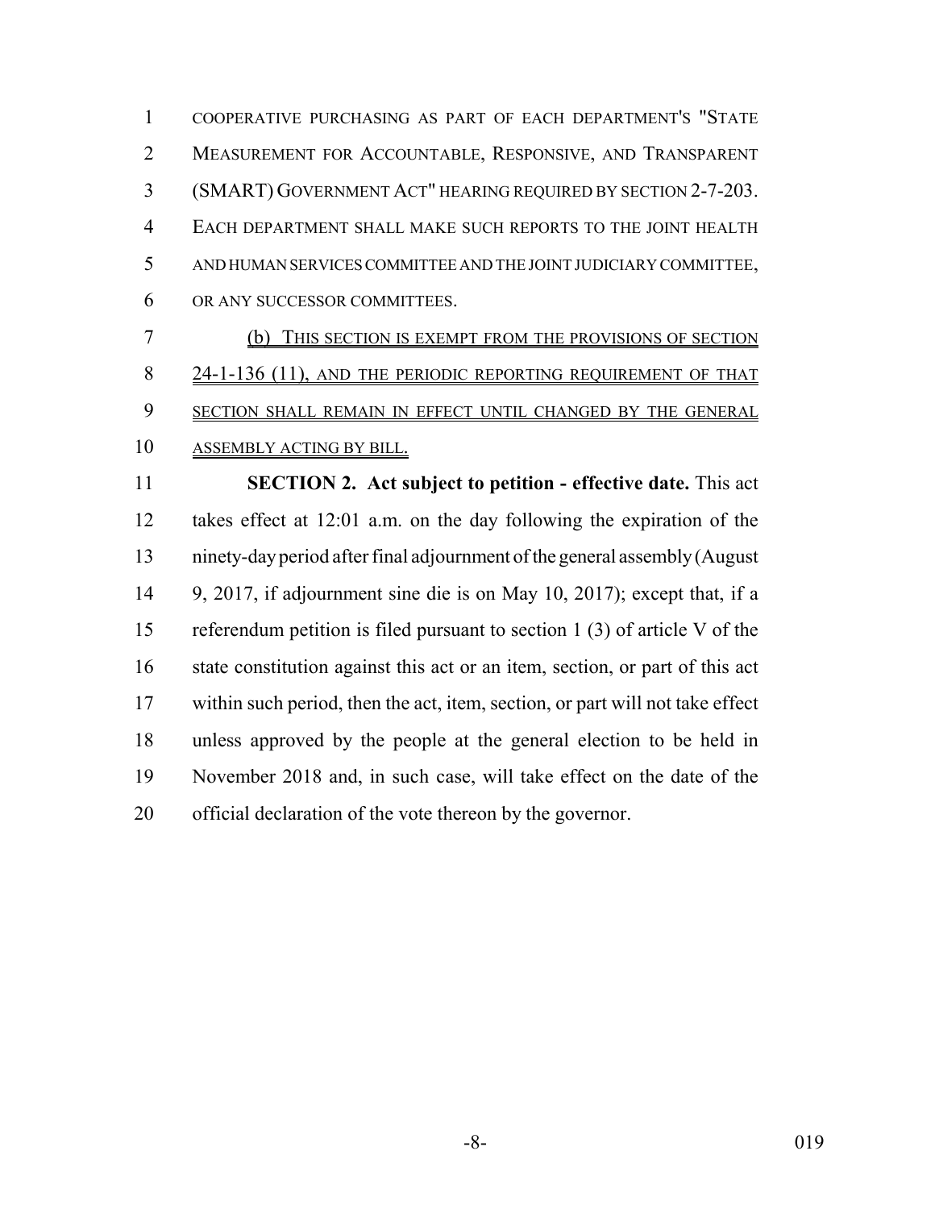COOPERATIVE PURCHASING AS PART OF EACH DEPARTMENT'S "STATE MEASUREMENT FOR ACCOUNTABLE, RESPONSIVE, AND TRANSPARENT (SMART) GOVERNMENT ACT" HEARING REQUIRED BY SECTION 2-7-203. EACH DEPARTMENT SHALL MAKE SUCH REPORTS TO THE JOINT HEALTH AND HUMAN SERVICES COMMITTEE AND THE JOINT JUDICIARY COMMITTEE, OR ANY SUCCESSOR COMMITTEES.

(b) THIS SECTION IS EXEMPT FROM THE PROVISIONS OF SECTION 24-1-136 (11), AND THE PERIODIC REPORTING REQUIREMENT OF THAT SECTION SHALL REMAIN IN EFFECT UNTIL CHANGED BY THE GENERAL ASSEMBLY ACTING BY BILL.

**SECTION 2. Act subject to petition - effective date.** This act takes effect at 12:01 a.m. on the day following the expiration of the ninety-day period after final adjournment of the general assembly (August 9, 2017, if adjournment sine die is on May 10, 2017); except that, if a referendum petition is filed pursuant to section 1 (3) of article V of the state constitution against this act or an item, section, or part of this act within such period, then the act, item, section, or part will not take effect unless approved by the people at the general election to be held in November 2018 and, in such case, will take effect on the date of the official declaration of the vote thereon by the governor.